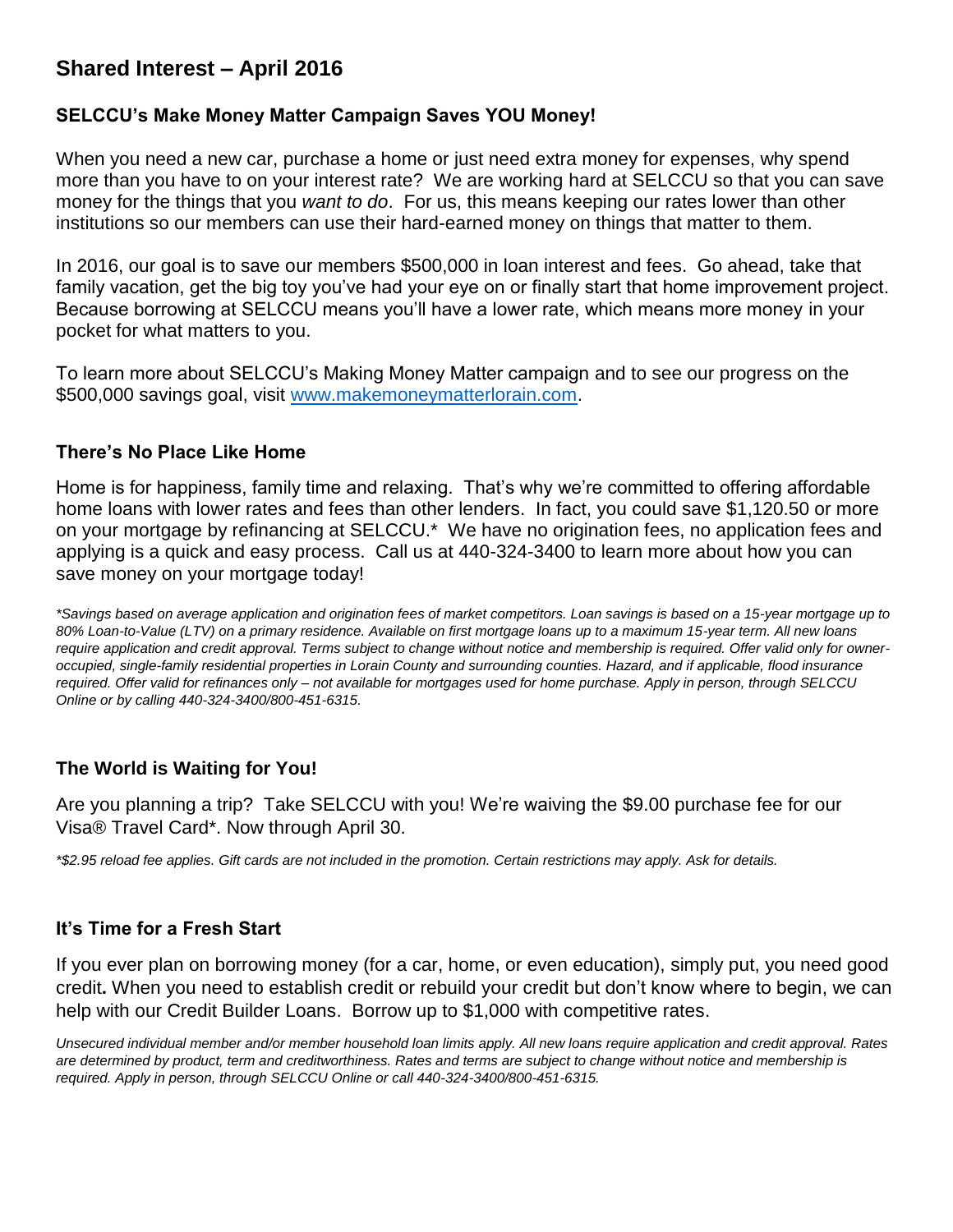# Shared Interest – April 2016

### SELCCU's Make Money Matter Campaign Saves YOU Money!

When you need a new car, purchase a home or just need extra money for expenses, why spend more than you have to on your interest rate? We are working hard at SELCCU so that you can save money for the things that you *want to do*. For us, this means keeping our rates lower than other institutions so our members can use their hard-earned money on things that matter to them.

In 2016, our goal is to save our members $500,000 in loan interest and fees. Go ahead, take that family vacation, get the big toy you've had your eye on or finally start that home improvement project. Because borrowing at SELCCU means you'll have a lower rate, which means more money in your pocket for what matters to you.

To learn more about SELCCU's Making Money Matter campaign and to see our progress on the $500,000 savings goal, visit [www.makemoneymatterlorain.com](http://www.makemoneymatterlorain.com).

### There's No Place Like Home

Home is for happiness, family time and relaxing. That's why we're committed to offering affordable home loans with lower rates and fees than other lenders. In fact, you could save $1,120.50 or more on your mortgage by refinancing at SELCCU.* We have no origination fees, no application fees and applying is a quick and easy process. Call us at 440-324-3400 to learn more about how you can save money on your mortgage today!

*\*Savings based on average application and origination fees of market competitors. Loan savings is based on a 15-year mortgage up to 80% Loan-to-Value (LTV) on a primary residence. Available on first mortgage loans up to a maximum 15-year term. All new loans require application and credit approval. Terms subject to change without notice and membership is required. Offer valid only for owner-occupied, single-family residential properties in Lorain County and surrounding counties. Hazard, and if applicable, flood insurance required. Offer valid for refinances only – not available for mortgages used for home purchase. Apply in person, through SELCCU Online or by calling 440-324-3400/800-451-6315.*

### The World is Waiting for You!

Are you planning a trip? Take SELCCU with you! We're waiving the $9.00 purchase fee for our Visa® Travel Card*. Now through April 30.

*\*$2.95 reload fee applies. Gift cards are not included in the promotion. Certain restrictions may apply. Ask for details.*

### It's Time for a Fresh Start

If you ever plan on borrowing money (for a car, home, or even education), simply put, you need good credit**.** When you need to establish credit or rebuild your credit but don't know where to begin, we can help with our Credit Builder Loans. Borrow up to $1,000 with competitive rates.

*Unsecured individual member and/or member household loan limits apply. All new loans require application and credit approval. Rates are determined by product, term and creditworthiness. Rates and terms are subject to change without notice and membership is required. Apply in person, through SELCCU Online or call 440-324-3400/800-451-6315.*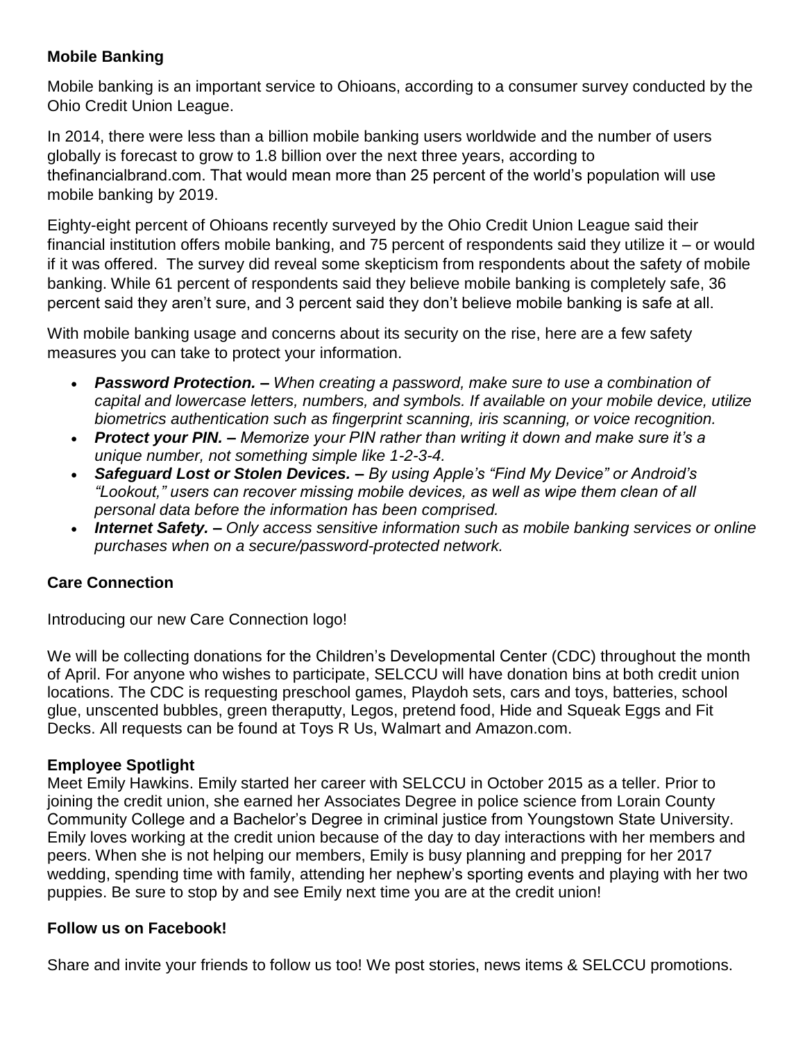## Mobile Banking

Mobile banking is an important service to Ohioans, according to a consumer survey conducted by the Ohio Credit Union League.

In 2014, there were less than a billion mobile banking users worldwide and the number of users globally is forecast to grow to 1.8 billion over the next three years, according to thefinancialbrand.com. That would mean more than 25 percent of the world's population will use mobile banking by 2019.

Eighty-eight percent of Ohioans recently surveyed by the Ohio Credit Union League said their financial institution offers mobile banking, and 75 percent of respondents said they utilize it – or would if it was offered. The survey did reveal some skepticism from respondents about the safety of mobile banking. While 61 percent of respondents said they believe mobile banking is completely safe, 36 percent said they aren't sure, and 3 percent said they don't believe mobile banking is safe at all.

With mobile banking usage and concerns about its security on the rise, here are a few safety measures you can take to protect your information.

- ***Password Protection. –*** *When creating a password, make sure to use a combination of capital and lowercase letters, numbers, and symbols. If available on your mobile device, utilize biometrics authentication such as fingerprint scanning, iris scanning, or voice recognition.*
- ***Protect your PIN. –*** *Memorize your PIN rather than writing it down and make sure it's a unique number, not something simple like 1-2-3-4.*
- ***Safeguard Lost or Stolen Devices. –*** *By using Apple's "Find My Device" or Android's "Lookout," users can recover missing mobile devices, as well as wipe them clean of all personal data before the information has been comprised.*
- ***Internet Safety. –*** *Only access sensitive information such as mobile banking services or online purchases when on a secure/password-protected network.*

## Care Connection

Introducing our new Care Connection logo!

We will be collecting donations for the Children's Developmental Center (CDC) throughout the month of April. For anyone who wishes to participate, SELCCU will have donation bins at both credit union locations. The CDC is requesting preschool games, Playdoh sets, cars and toys, batteries, school glue, unscented bubbles, green theraputty, Legos, pretend food, Hide and Squeak Eggs and Fit Decks. All requests can be found at Toys R Us, Walmart and Amazon.com.

## Employee Spotlight

Meet Emily Hawkins. Emily started her career with SELCCU in October 2015 as a teller. Prior to joining the credit union, she earned her Associates Degree in police science from Lorain County Community College and a Bachelor's Degree in criminal justice from Youngstown State University. Emily loves working at the credit union because of the day to day interactions with her members and peers. When she is not helping our members, Emily is busy planning and prepping for her 2017 wedding, spending time with family, attending her nephew's sporting events and playing with her two puppies. Be sure to stop by and see Emily next time you are at the credit union!

## Follow us on Facebook!

Share and invite your friends to follow us too! We post stories, news items & SELCCU promotions.